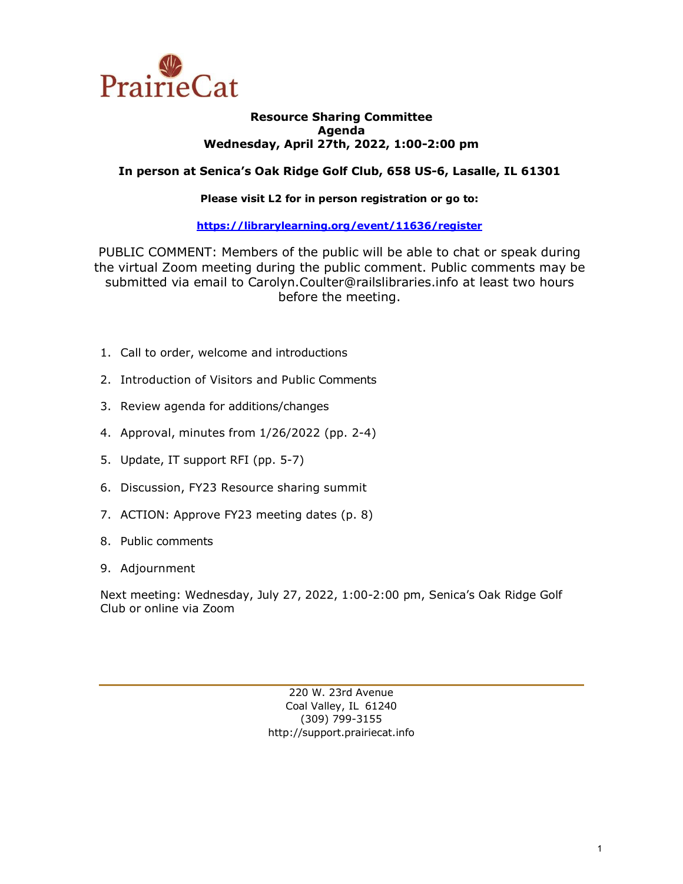PrairieCat

**Resource Sharing Committee**
**Agenda**
**Wednesday, April 27th, 2022, 1:00-2:00 pm**

**In person at Senica's Oak Ridge Golf Club, 658 US-6, Lasalle, IL 61301**

**Please visit L2 for in person registration or go to:**

**https://librarylearning.org/event/11636/register**

PUBLIC COMMENT: Members of the public will be able to chat or speak during the virtual Zoom meeting during the public comment. Public comments may be submitted via email to Carolyn.Coulter@railslibraries.info at least two hours before the meeting.

1. Call to order, welcome and introductions
2. Introduction of Visitors and Public Comments
3. Review agenda for additions/changes
4. Approval, minutes from 1/26/2022 (pp. 2-4)
5. Update, IT support RFI (pp. 5-7)
6. Discussion, FY23 Resource sharing summit
7. ACTION: Approve FY23 meeting dates (p. 8)
8. Public comments
9. Adjournment

Next meeting: Wednesday, July 27, 2022, 1:00-2:00 pm, Senica's Oak Ridge Golf Club or online via Zoom

220 W. 23rd Avenue
Coal Valley, IL 61240
(309) 799-3155
http://support.prairiecat.info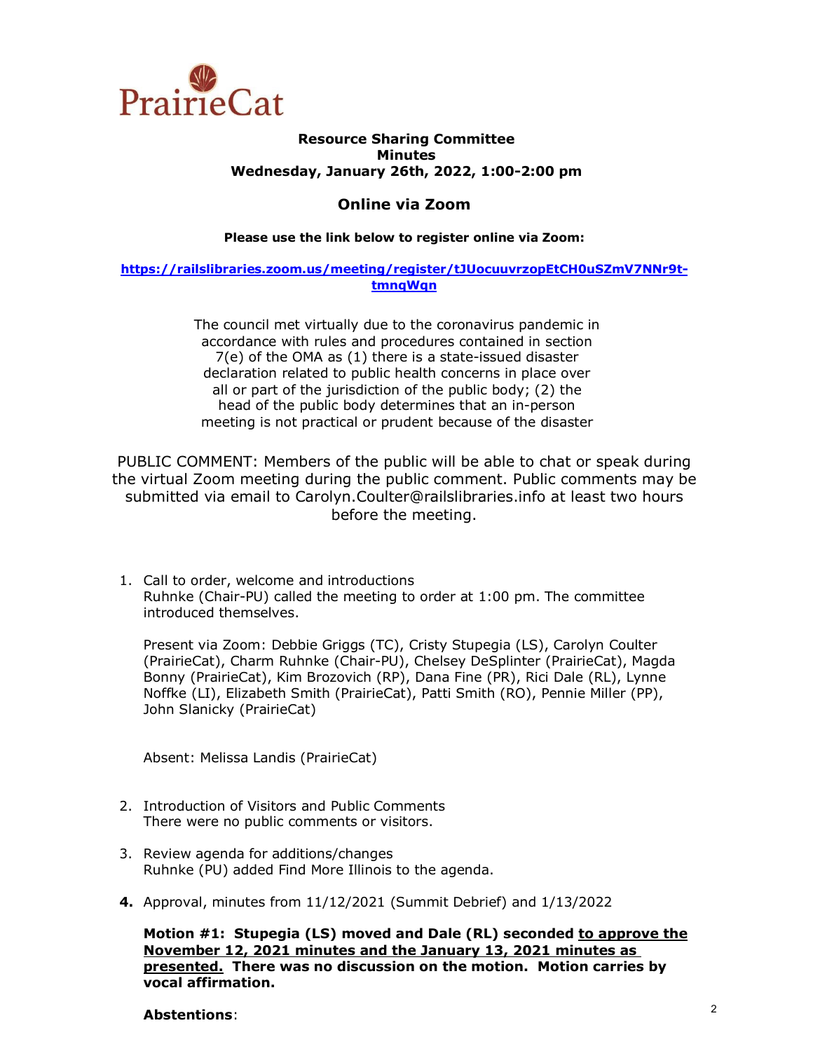PrairieCat

**Resource Sharing Committee**
**Minutes**
**Wednesday, January 26th, 2022, 1:00-2:00 pm**

## Online via Zoom

**Please use the link below to register online via Zoom:**

**https://railslibraries.zoom.us/meeting/register/tJUocuuvrzopEtCH0uSZmV7NNr9t-tmnqWqn**

The council met virtually due to the coronavirus pandemic in accordance with rules and procedures contained in section 7(e) of the OMA as (1) there is a state-issued disaster declaration related to public health concerns in place over all or part of the jurisdiction of the public body; (2) the head of the public body determines that an in-person meeting is not practical or prudent because of the disaster

PUBLIC COMMENT: Members of the public will be able to chat or speak during the virtual Zoom meeting during the public comment. Public comments may be submitted via email to Carolyn.Coulter@railslibraries.info at least two hours before the meeting.

1. Call to order, welcome and introductions
   Ruhnke (Chair-PU) called the meeting to order at 1:00 pm. The committee introduced themselves.

   Present via Zoom: Debbie Griggs (TC), Cristy Stupegia (LS), Carolyn Coulter (PrairieCat), Charm Ruhnke (Chair-PU), Chelsey DeSplinter (PrairieCat), Magda Bonny (PrairieCat), Kim Brozovich (RP), Dana Fine (PR), Rici Dale (RL), Lynne Noffke (LI), Elizabeth Smith (PrairieCat), Patti Smith (RO), Pennie Miller (PP), John Slanicky (PrairieCat)

   Absent: Melissa Landis (PrairieCat)

2. Introduction of Visitors and Public Comments
   There were no public comments or visitors.

3. Review agenda for additions/changes
   Ruhnke (PU) added Find More Illinois to the agenda.

4. Approval, minutes from 11/12/2021 (Summit Debrief) and 1/13/2022

   **Motion #1: Stupegia (LS) moved and Dale (RL) seconded <u>to approve the November 12, 2021 minutes and the January 13, 2021 minutes as presented.</u> There was no discussion on the motion. Motion carries by vocal affirmation.**

   **Abstentions**: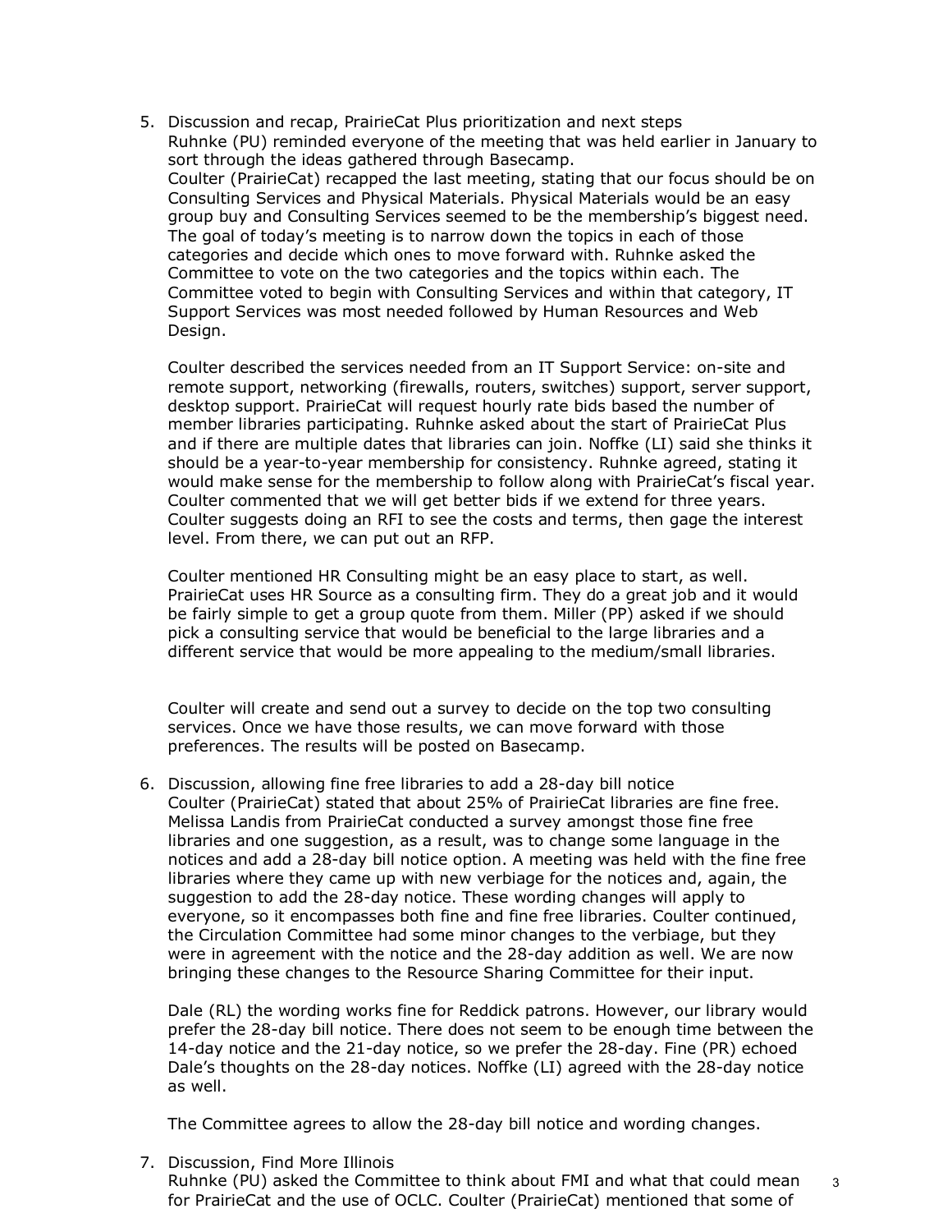5. Discussion and recap, PrairieCat Plus prioritization and next steps
   Ruhnke (PU) reminded everyone of the meeting that was held earlier in January to sort through the ideas gathered through Basecamp.
   Coulter (PrairieCat) recapped the last meeting, stating that our focus should be on Consulting Services and Physical Materials. Physical Materials would be an easy group buy and Consulting Services seemed to be the membership's biggest need. The goal of today's meeting is to narrow down the topics in each of those categories and decide which ones to move forward with. Ruhnke asked the Committee to vote on the two categories and the topics within each. The Committee voted to begin with Consulting Services and within that category, IT Support Services was most needed followed by Human Resources and Web Design.

   Coulter described the services needed from an IT Support Service: on-site and remote support, networking (firewalls, routers, switches) support, server support, desktop support. PrairieCat will request hourly rate bids based the number of member libraries participating. Ruhnke asked about the start of PrairieCat Plus and if there are multiple dates that libraries can join. Noffke (LI) said she thinks it should be a year-to-year membership for consistency. Ruhnke agreed, stating it would make sense for the membership to follow along with PrairieCat's fiscal year. Coulter commented that we will get better bids if we extend for three years. Coulter suggests doing an RFI to see the costs and terms, then gage the interest level. From there, we can put out an RFP.

   Coulter mentioned HR Consulting might be an easy place to start, as well. PrairieCat uses HR Source as a consulting firm. They do a great job and it would be fairly simple to get a group quote from them. Miller (PP) asked if we should pick a consulting service that would be beneficial to the large libraries and a different service that would be more appealing to the medium/small libraries.

   Coulter will create and send out a survey to decide on the top two consulting services. Once we have those results, we can move forward with those preferences. The results will be posted on Basecamp.

6. Discussion, allowing fine free libraries to add a 28-day bill notice
   Coulter (PrairieCat) stated that about 25% of PrairieCat libraries are fine free. Melissa Landis from PrairieCat conducted a survey amongst those fine free libraries and one suggestion, as a result, was to change some language in the notices and add a 28-day bill notice option. A meeting was held with the fine free libraries where they came up with new verbiage for the notices and, again, the suggestion to add the 28-day notice. These wording changes will apply to everyone, so it encompasses both fine and fine free libraries. Coulter continued, the Circulation Committee had some minor changes to the verbiage, but they were in agreement with the notice and the 28-day addition as well. We are now bringing these changes to the Resource Sharing Committee for their input.

   Dale (RL) the wording works fine for Reddick patrons. However, our library would prefer the 28-day bill notice. There does not seem to be enough time between the 14-day notice and the 21-day notice, so we prefer the 28-day. Fine (PR) echoed Dale's thoughts on the 28-day notices. Noffke (LI) agreed with the 28-day notice as well.

   The Committee agrees to allow the 28-day bill notice and wording changes.

7. Discussion, Find More Illinois
   Ruhnke (PU) asked the Committee to think about FMI and what that could mean for PrairieCat and the use of OCLC. Coulter (PrairieCat) mentioned that some of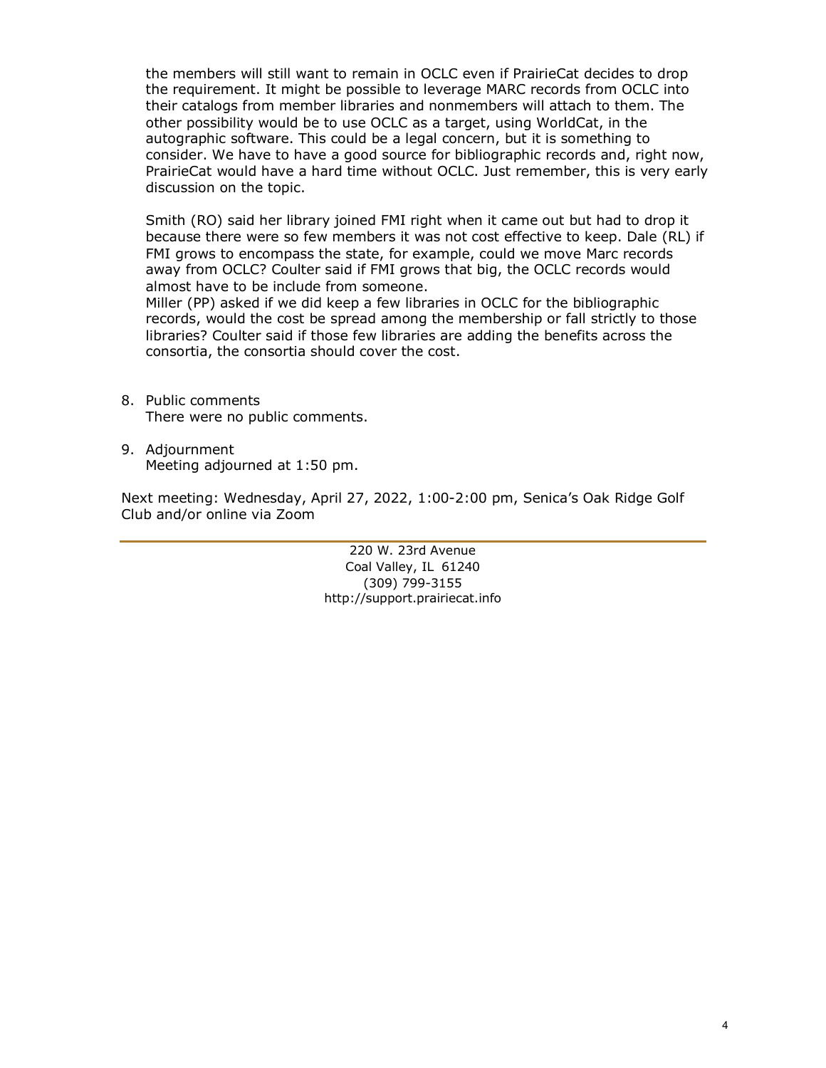the members will still want to remain in OCLC even if PrairieCat decides to drop the requirement. It might be possible to leverage MARC records from OCLC into their catalogs from member libraries and nonmembers will attach to them. The other possibility would be to use OCLC as a target, using WorldCat, in the autographic software. This could be a legal concern, but it is something to consider. We have to have a good source for bibliographic records and, right now, PrairieCat would have a hard time without OCLC. Just remember, this is very early discussion on the topic.

Smith (RO) said her library joined FMI right when it came out but had to drop it because there were so few members it was not cost effective to keep. Dale (RL) if FMI grows to encompass the state, for example, could we move Marc records away from OCLC? Coulter said if FMI grows that big, the OCLC records would almost have to be include from someone.
Miller (PP) asked if we did keep a few libraries in OCLC for the bibliographic records, would the cost be spread among the membership or fall strictly to those libraries? Coulter said if those few libraries are adding the benefits across the consortia, the consortia should cover the cost.

8. Public comments
   There were no public comments.

9. Adjournment
   Meeting adjourned at 1:50 pm.

Next meeting: Wednesday, April 27, 2022, 1:00-2:00 pm, Senica's Oak Ridge Golf Club and/or online via Zoom

220 W. 23rd Avenue
Coal Valley, IL 61240
(309) 799-3155
http://support.prairiecat.info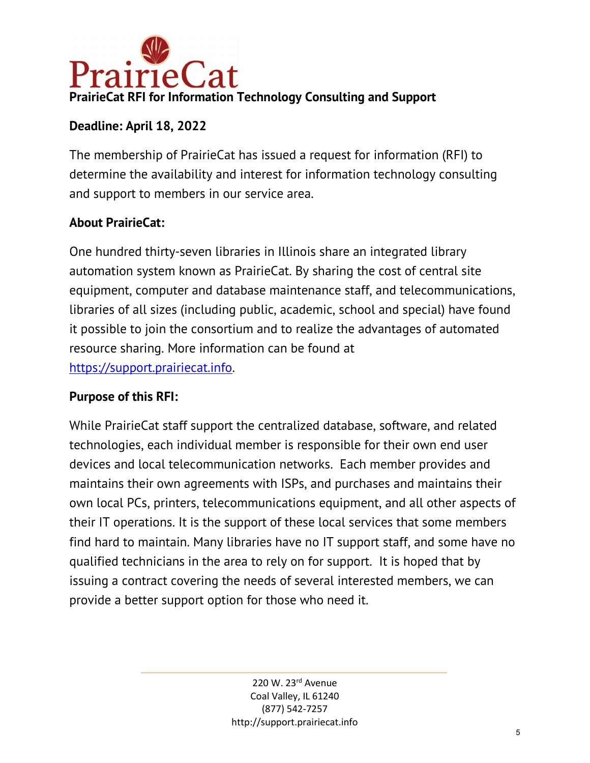# PrairieCat

## PrairieCat RFI for Information Technology Consulting and Support

**Deadline: April 18, 2022**

The membership of PrairieCat has issued a request for information (RFI) to determine the availability and interest for information technology consulting and support to members in our service area.

**About PrairieCat:**

One hundred thirty-seven libraries in Illinois share an integrated library automation system known as PrairieCat. By sharing the cost of central site equipment, computer and database maintenance staff, and telecommunications, libraries of all sizes (including public, academic, school and special) have found it possible to join the consortium and to realize the advantages of automated resource sharing. More information can be found at https://support.prairiecat.info.

**Purpose of this RFI:**

While PrairieCat staff support the centralized database, software, and related technologies, each individual member is responsible for their own end user devices and local telecommunication networks. Each member provides and maintains their own agreements with ISPs, and purchases and maintains their own local PCs, printers, telecommunications equipment, and all other aspects of their IT operations. It is the support of these local services that some members find hard to maintain. Many libraries have no IT support staff, and some have no qualified technicians in the area to rely on for support. It is hoped that by issuing a contract covering the needs of several interested members, we can provide a better support option for those who need it.

220 W. 23rd Avenue
Coal Valley, IL 61240
(877) 542-7257
http://support.prairiecat.info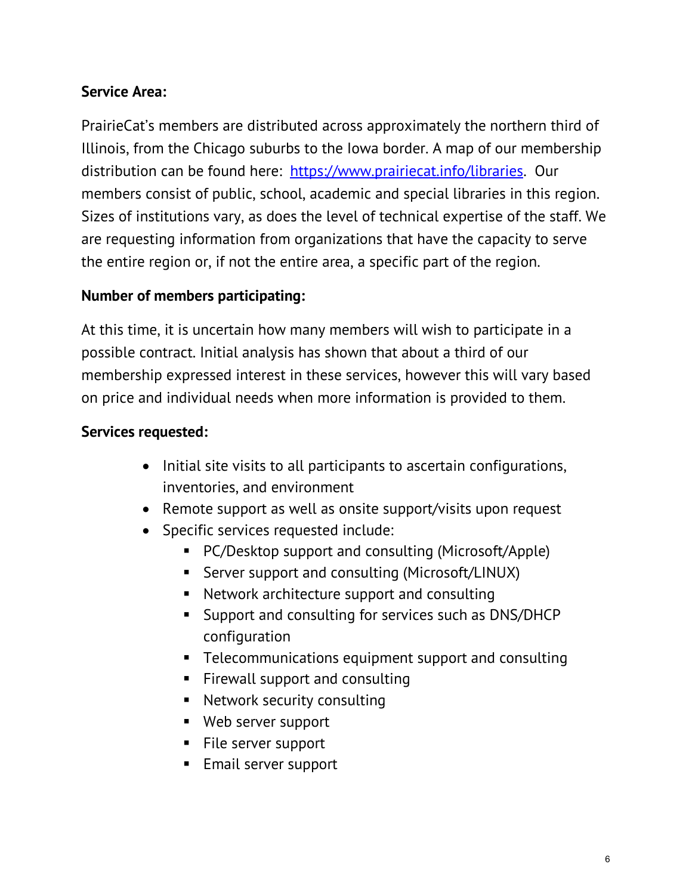**Service Area:**

PrairieCat's members are distributed across approximately the northern third of Illinois, from the Chicago suburbs to the Iowa border. A map of our membership distribution can be found here: [https://www.prairiecat.info/libraries](https://www.prairiecat.info/libraries). Our members consist of public, school, academic and special libraries in this region. Sizes of institutions vary, as does the level of technical expertise of the staff. We are requesting information from organizations that have the capacity to serve the entire region or, if not the entire area, a specific part of the region.

**Number of members participating:**

At this time, it is uncertain how many members will wish to participate in a possible contract. Initial analysis has shown that about a third of our membership expressed interest in these services, however this will vary based on price and individual needs when more information is provided to them.

**Services requested:**

- Initial site visits to all participants to ascertain configurations, inventories, and environment
- Remote support as well as onsite support/visits upon request
- Specific services requested include:
  - PC/Desktop support and consulting (Microsoft/Apple)
  - Server support and consulting (Microsoft/LINUX)
  - Network architecture support and consulting
  - Support and consulting for services such as DNS/DHCP configuration
  - Telecommunications equipment support and consulting
  - Firewall support and consulting
  - Network security consulting
  - Web server support
  - File server support
  - Email server support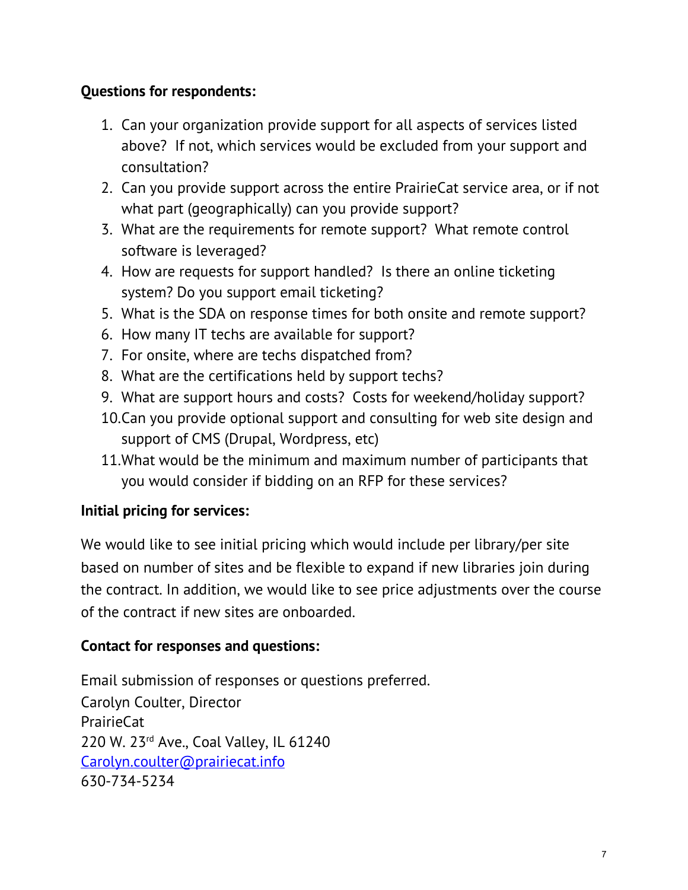**Questions for respondents:**

1. Can your organization provide support for all aspects of services listed above? If not, which services would be excluded from your support and consultation?
2. Can you provide support across the entire PrairieCat service area, or if not what part (geographically) can you provide support?
3. What are the requirements for remote support? What remote control software is leveraged?
4. How are requests for support handled? Is there an online ticketing system? Do you support email ticketing?
5. What is the SDA on response times for both onsite and remote support?
6. How many IT techs are available for support?
7. For onsite, where are techs dispatched from?
8. What are the certifications held by support techs?
9. What are support hours and costs? Costs for weekend/holiday support?
10. Can you provide optional support and consulting for web site design and support of CMS (Drupal, Wordpress, etc)
11. What would be the minimum and maximum number of participants that you would consider if bidding on an RFP for these services?

**Initial pricing for services:**

We would like to see initial pricing which would include per library/per site based on number of sites and be flexible to expand if new libraries join during the contract. In addition, we would like to see price adjustments over the course of the contract if new sites are onboarded.

**Contact for responses and questions:**

Email submission of responses or questions preferred.
Carolyn Coulter, Director
PrairieCat
220 W. 23rd Ave., Coal Valley, IL 61240
Carolyn.coulter@prairiecat.info
630-734-5234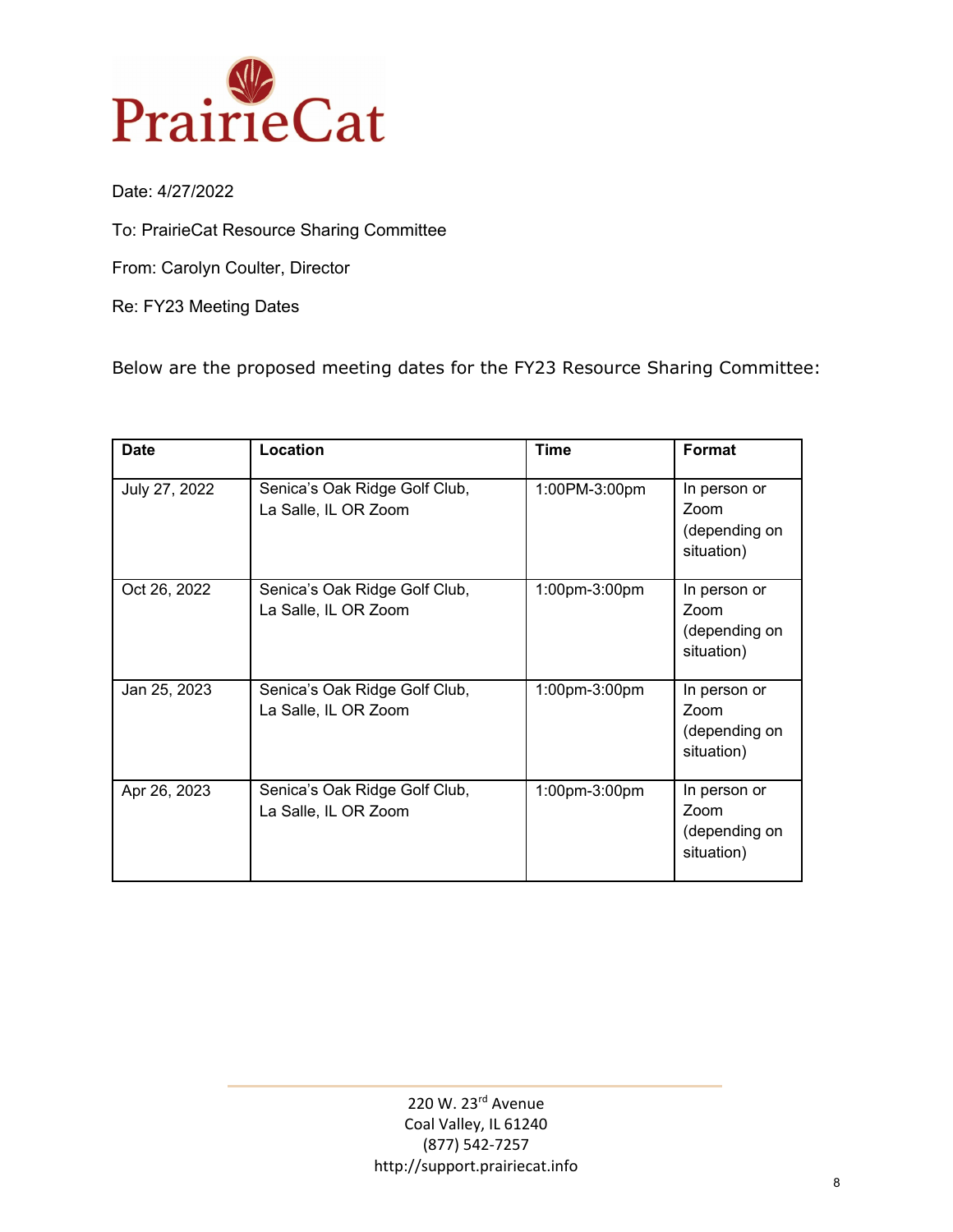PrairieCat

Date: 4/27/2022

To: PrairieCat Resource Sharing Committee

From: Carolyn Coulter, Director

Re: FY23 Meeting Dates

Below are the proposed meeting dates for the FY23 Resource Sharing Committee:

| Date | Location | Time | Format |
|---|---|---|---|
| July 27, 2022 | Senica's Oak Ridge Golf Club, La Salle, IL OR Zoom | 1:00PM-3:00pm | In person or Zoom (depending on situation) |
| Oct 26, 2022 | Senica's Oak Ridge Golf Club, La Salle, IL OR Zoom | 1:00pm-3:00pm | In person or Zoom (depending on situation) |
| Jan 25, 2023 | Senica's Oak Ridge Golf Club, La Salle, IL OR Zoom | 1:00pm-3:00pm | In person or Zoom (depending on situation) |
| Apr 26, 2023 | Senica's Oak Ridge Golf Club, La Salle, IL OR Zoom | 1:00pm-3:00pm | In person or Zoom (depending on situation) |

220 W. 23rd Avenue
Coal Valley, IL 61240
(877) 542-7257
http://support.prairiecat.info